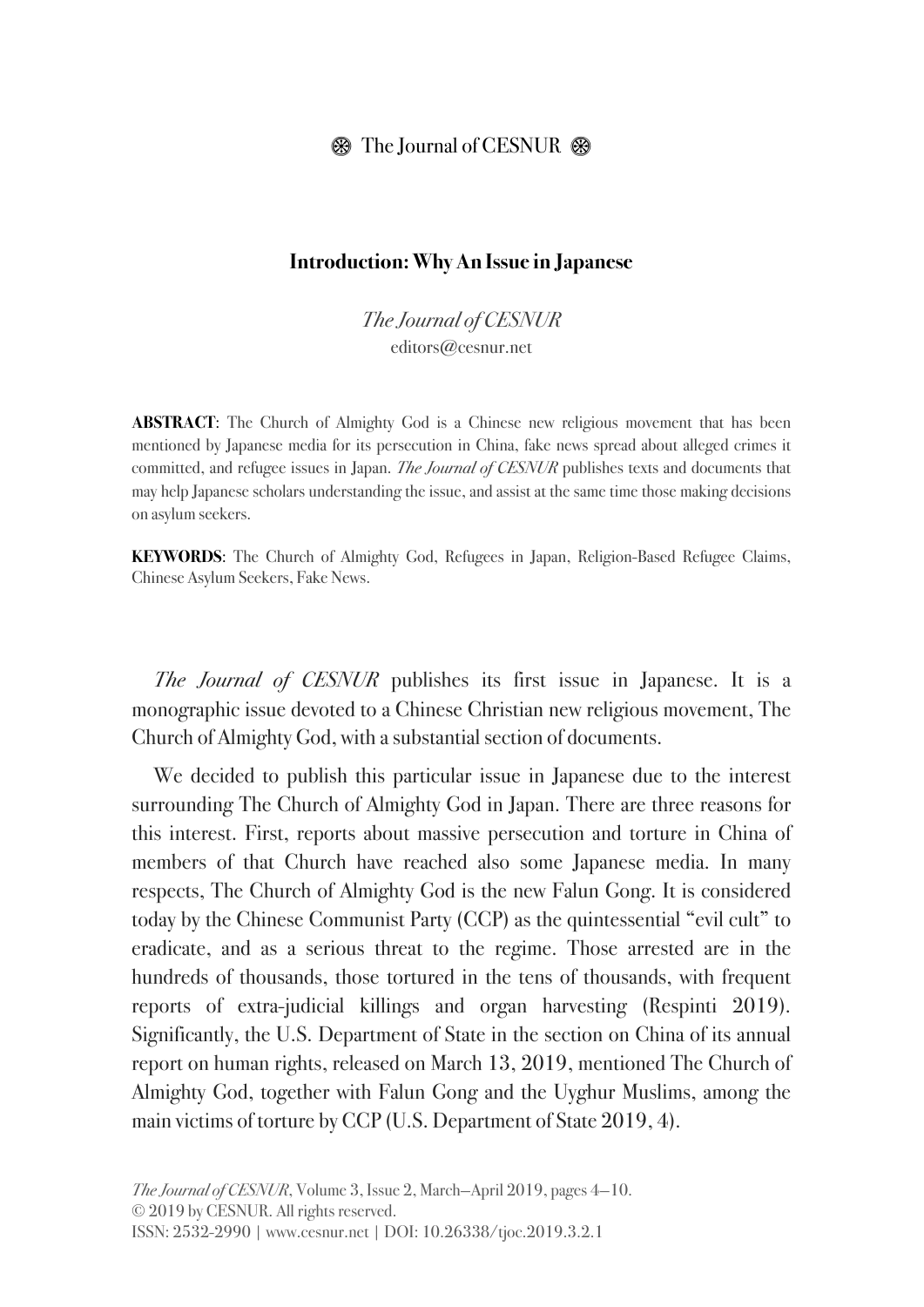# Introduction: Why An Issue in Japanese

*The Journal of CESNUR*
editors@cesnur.net

**ABSTRACT**: The Church of Almighty God is a Chinese new religious movement that has been mentioned by Japanese media for its persecution in China, fake news spread about alleged crimes it committed, and refugee issues in Japan. *The Journal of CESNUR* publishes texts and documents that may help Japanese scholars understanding the issue, and assist at the same time those making decisions on asylum seekers.

**KEYWORDS**: The Church of Almighty God, Refugees in Japan, Religion-Based Refugee Claims, Chinese Asylum Seekers, Fake News.

*The Journal of CESNUR* publishes its first issue in Japanese. It is a monographic issue devoted to a Chinese Christian new religious movement, The Church of Almighty God, with a substantial section of documents.

We decided to publish this particular issue in Japanese due to the interest surrounding The Church of Almighty God in Japan. There are three reasons for this interest. First, reports about massive persecution and torture in China of members of that Church have reached also some Japanese media. In many respects, The Church of Almighty God is the new Falun Gong. It is considered today by the Chinese Communist Party (CCP) as the quintessential "evil cult" to eradicate, and as a serious threat to the regime. Those arrested are in the hundreds of thousands, those tortured in the tens of thousands, with frequent reports of extra-judicial killings and organ harvesting (Respinti 2019). Significantly, the U.S. Department of State in the section on China of its annual report on human rights, released on March 13, 2019, mentioned The Church of Almighty God, together with Falun Gong and the Uyghur Muslims, among the main victims of torture by CCP (U.S. Department of State 2019, 4).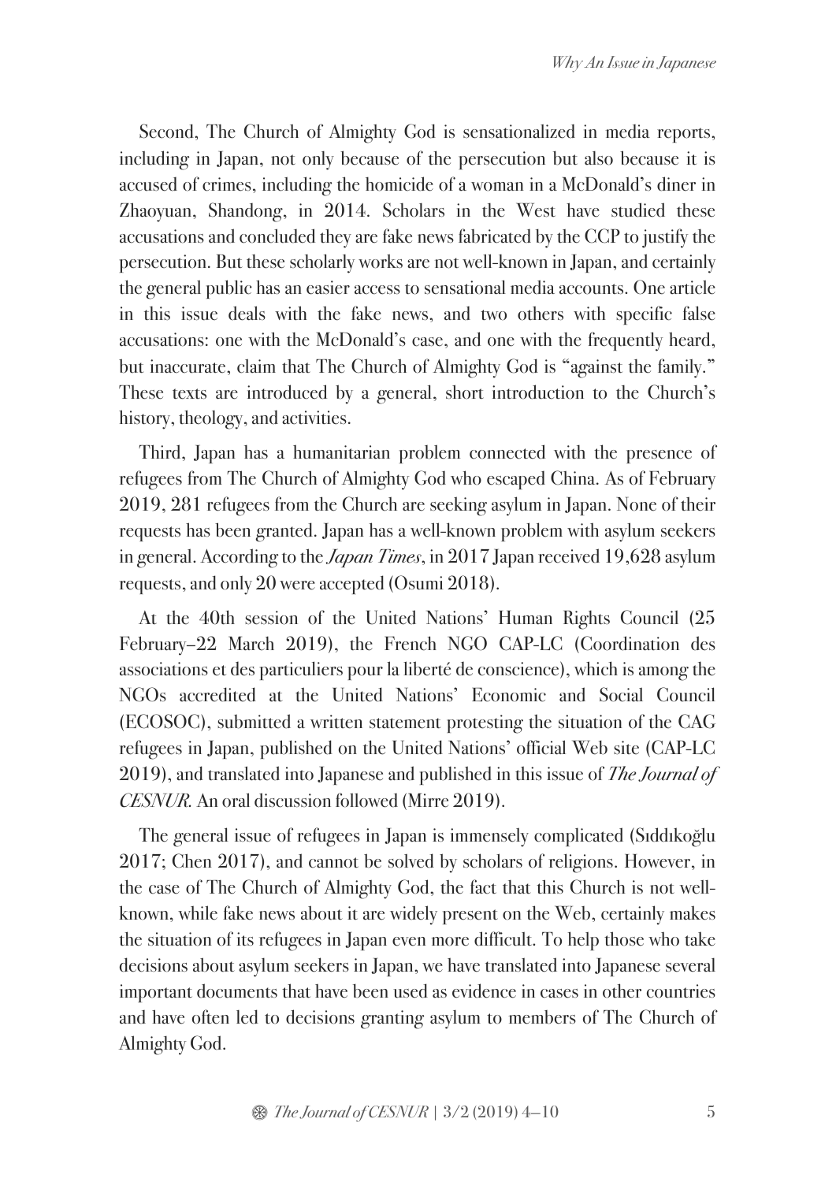Second, The Church of Almighty God is sensationalized in media reports, including in Japan, not only because of the persecution but also because it is accused of crimes, including the homicide of a woman in a McDonald's diner in Zhaoyuan, Shandong, in 2014. Scholars in the West have studied these accusations and concluded they are fake news fabricated by the CCP to justify the persecution. But these scholarly works are not well-known in Japan, and certainly the general public has an easier access to sensational media accounts. One article in this issue deals with the fake news, and two others with specific false accusations: one with the McDonald's case, and one with the frequently heard, but inaccurate, claim that The Church of Almighty God is "against the family." These texts are introduced by a general, short introduction to the Church's history, theology, and activities.

Third, Japan has a humanitarian problem connected with the presence of refugees from The Church of Almighty God who escaped China. As of February 2019, 281 refugees from the Church are seeking asylum in Japan. None of their requests has been granted. Japan has a well-known problem with asylum seekers in general. According to the *Japan Times*, in 2017 Japan received 19,628 asylum requests, and only 20 were accepted (Osumi 2018).

At the 40th session of the United Nations' Human Rights Council (25 February–22 March 2019), the French NGO CAP-LC (Coordination des associations et des particuliers pour la liberté de conscience), which is among the NGOs accredited at the United Nations' Economic and Social Council (ECOSOC), submitted a written statement protesting the situation of the CAG refugees in Japan, published on the United Nations' official Web site (CAP-LC 2019), and translated into Japanese and published in this issue of *The Journal of CESNUR*. An oral discussion followed (Mirre 2019).

The general issue of refugees in Japan is immensely complicated (Sıddıkoğlu 2017; Chen 2017), and cannot be solved by scholars of religions. However, in the case of The Church of Almighty God, the fact that this Church is not well-known, while fake news about it are widely present on the Web, certainly makes the situation of its refugees in Japan even more difficult. To help those who take decisions about asylum seekers in Japan, we have translated into Japanese several important documents that have been used as evidence in cases in other countries and have often led to decisions granting asylum to members of The Church of Almighty God.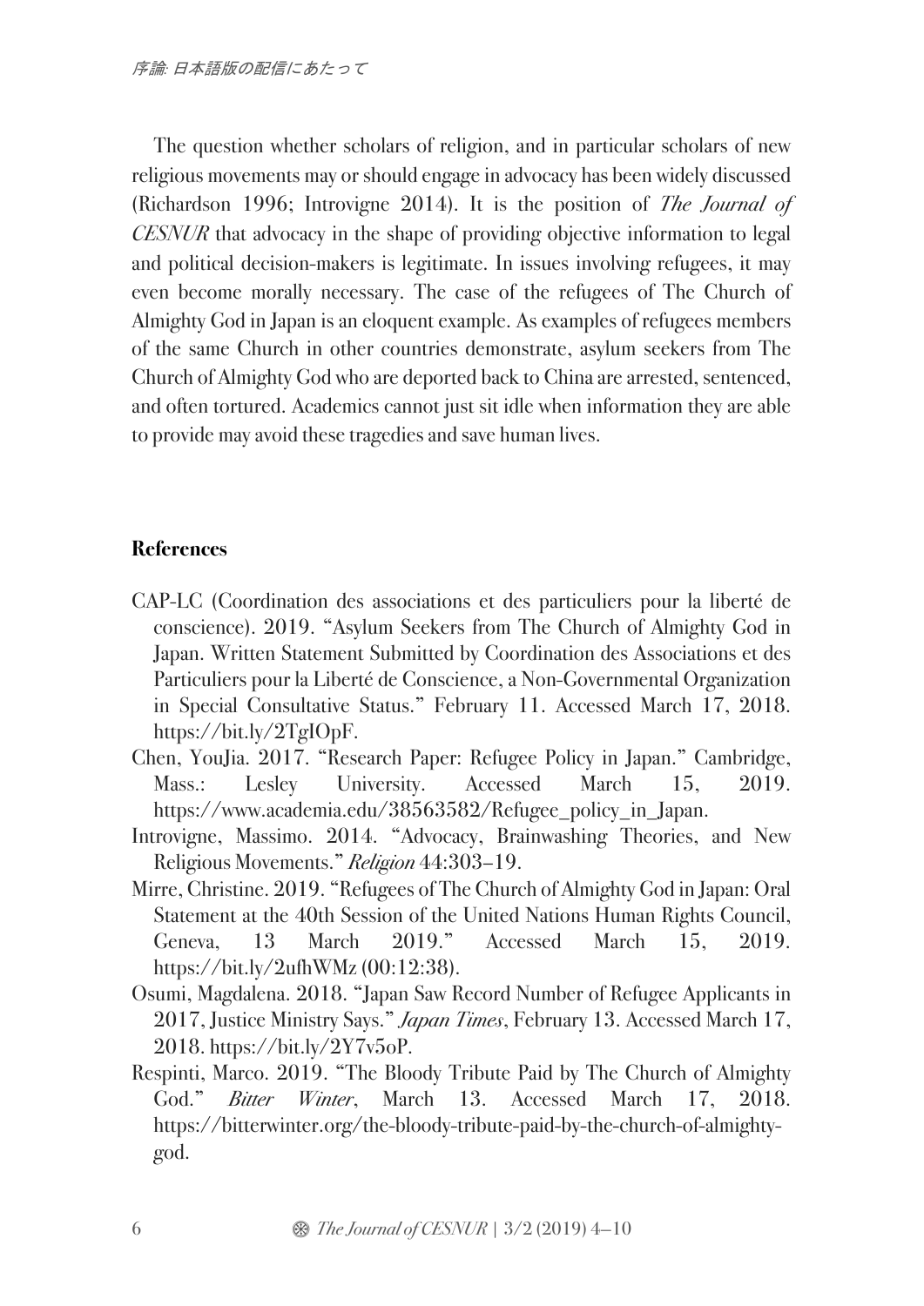The question whether scholars of religion, and in particular scholars of new religious movements may or should engage in advocacy has been widely discussed (Richardson 1996; Introvigne 2014). It is the position of *The Journal of CESNUR* that advocacy in the shape of providing objective information to legal and political decision-makers is legitimate. In issues involving refugees, it may even become morally necessary. The case of the refugees of The Church of Almighty God in Japan is an eloquent example. As examples of refugees members of the same Church in other countries demonstrate, asylum seekers from The Church of Almighty God who are deported back to China are arrested, sentenced, and often tortured. Academics cannot just sit idle when information they are able to provide may avoid these tragedies and save human lives.

## References

CAP-LC (Coordination des associations et des particuliers pour la liberté de conscience). 2019. "Asylum Seekers from The Church of Almighty God in Japan. Written Statement Submitted by Coordination des Associations et des Particuliers pour la Liberté de Conscience, a Non-Governmental Organization in Special Consultative Status." February 11. Accessed March 17, 2018. https://bit.ly/2TgIOpF.

Chen, YouJia. 2017. "Research Paper: Refugee Policy in Japan." Cambridge, Mass.: Lesley University. Accessed March 15, 2019. https://www.academia.edu/38563582/Refugee_policy_in_Japan.

Introvigne, Massimo. 2014. "Advocacy, Brainwashing Theories, and New Religious Movements." *Religion* 44:303–19.

Mirre, Christine. 2019. "Refugees of The Church of Almighty God in Japan: Oral Statement at the 40th Session of the United Nations Human Rights Council, Geneva, 13 March 2019." Accessed March 15, 2019. https://bit.ly/2ufhWMz (00:12:38).

Osumi, Magdalena. 2018. "Japan Saw Record Number of Refugee Applicants in 2017, Justice Ministry Says." *Japan Times*, February 13. Accessed March 17, 2018. https://bit.ly/2Y7v5oP.

Respinti, Marco. 2019. "The Bloody Tribute Paid by The Church of Almighty God." *Bitter Winter*, March 13. Accessed March 17, 2018. https://bitterwinter.org/the-bloody-tribute-paid-by-the-church-of-almighty-god.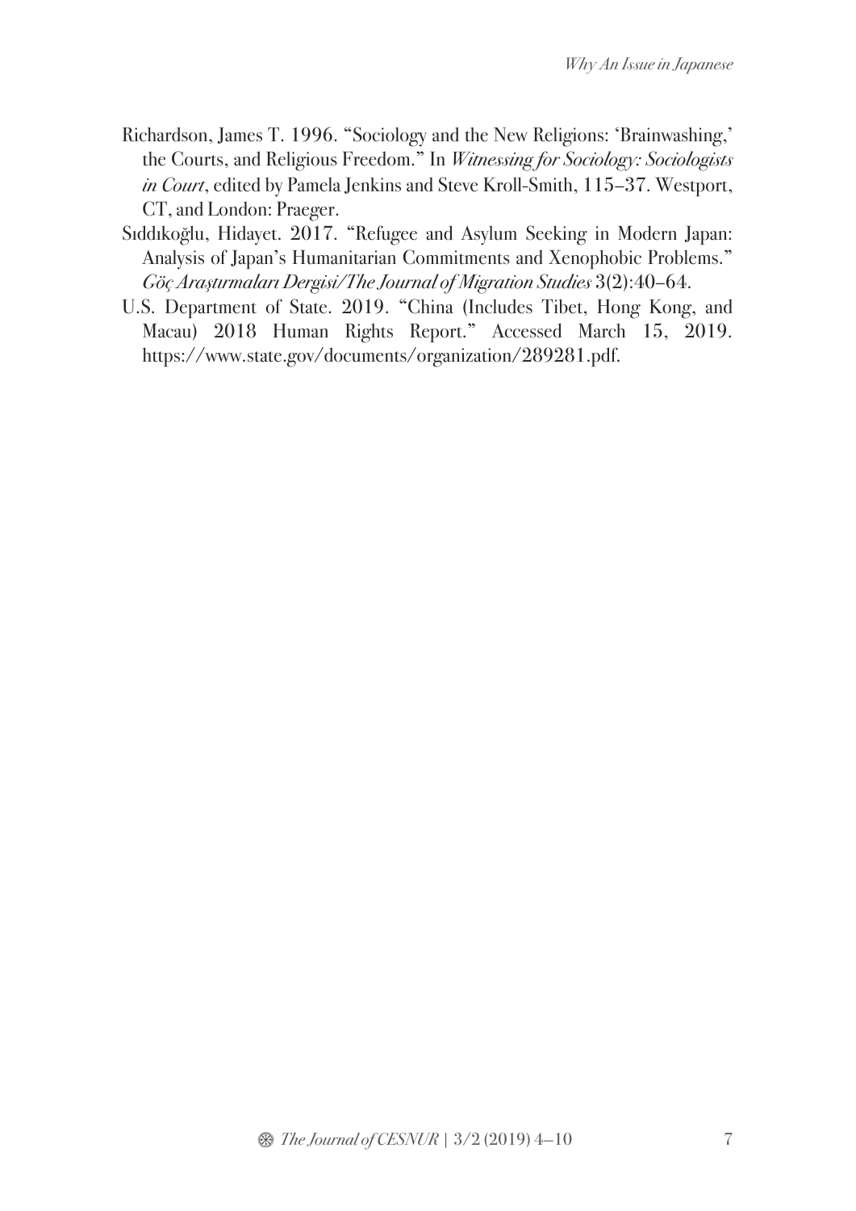Richardson, James T. 1996. "Sociology and the New Religions: 'Brainwashing,' the Courts, and Religious Freedom." In *Witnessing for Sociology: Sociologists in Court*, edited by Pamela Jenkins and Steve Kroll-Smith, 115–37. Westport, CT, and London: Praeger.

Sıddıkoğlu, Hidayet. 2017. "Refugee and Asylum Seeking in Modern Japan: Analysis of Japan's Humanitarian Commitments and Xenophobic Problems." *Göç Araştırmaları Dergisi/The Journal of Migration Studies* 3(2):40–64.

U.S. Department of State. 2019. "China (Includes Tibet, Hong Kong, and Macau) 2018 Human Rights Report." Accessed March 15, 2019. https://www.state.gov/documents/organization/289281.pdf.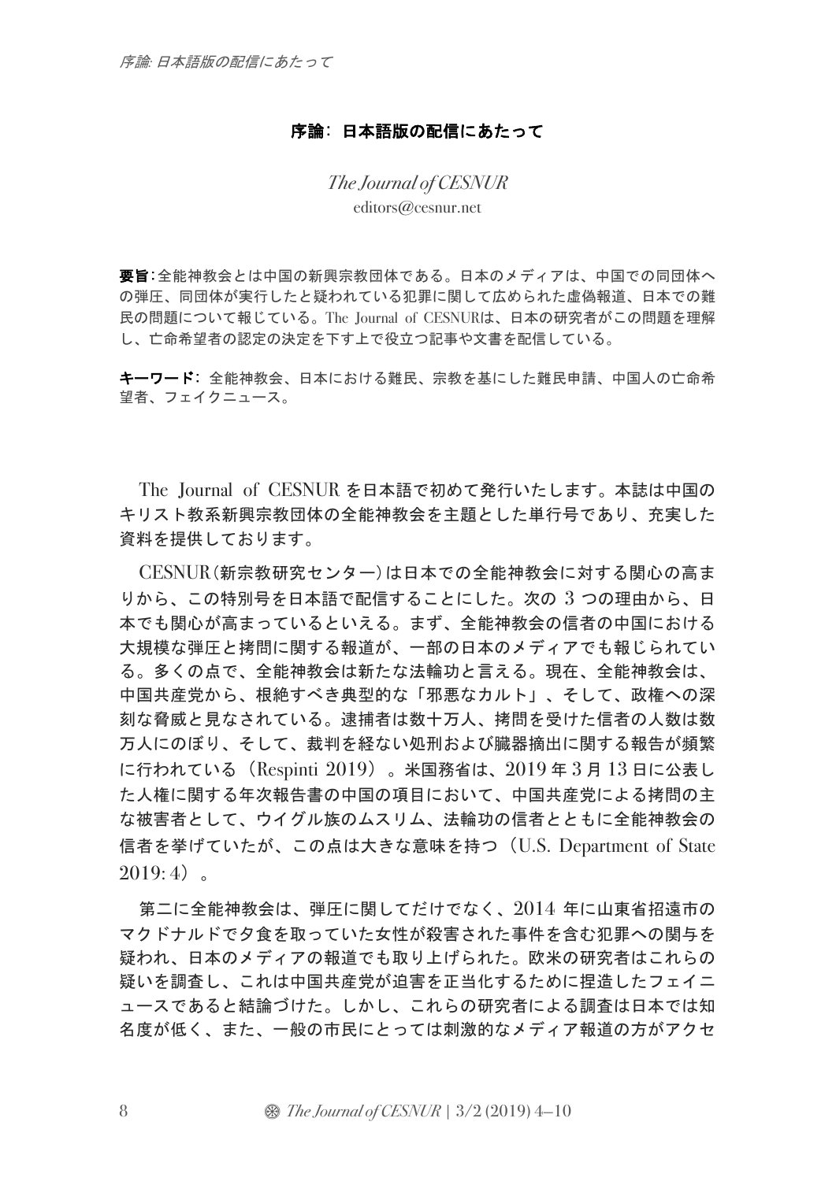# 序論：日本語版の配信にあたって

*The Journal of CESNUR*
editors@cesnur.net

**要旨**：全能神教会とは中国の新興宗教団体である。日本のメディアは、中国での同団体への弾圧、同団体が実行したと疑われている犯罪に関して広められた虚偽報道、日本での難民の問題について報じている。The Journal of CESNURは、日本の研究者がこの問題を理解し、亡命希望者の認定の決定を下す上で役立つ記事や文書を配信している。

**キーワード**：全能神教会、日本における難民、宗教を基にした難民申請、中国人の亡命希望者、フェイクニュース。

The Journal of CESNUR を日本語で初めて発行いたします。本誌は中国のキリスト教系新興宗教団体の全能神教会を主題とした単行号であり、充実した資料を提供しております。

CESNUR（新宗教研究センター）は日本での全能神教会に対する関心の高まりから、この特別号を日本語で配信することにした。次の 3 つの理由から、日本でも関心が高まっているといえる。まず、全能神教会の信者の中国における大規模な弾圧と拷問に関する報道が、一部の日本のメディアでも報じられている。多くの点で、全能神教会は新たな法輪功と言える。現在、全能神教会は、中国共産党から、根絶すべき典型的な「邪悪なカルト」、そして、政権への深刻な脅威と見なされている。逮捕者は数十万人、拷問を受けた信者の人数は数万人にのぼり、そして、裁判を経ない処刑および臓器摘出に関する報告が頻繁に行われている（Respinti 2019）。米国務省は、2019 年 3 月 13 日に公表した人権に関する年次報告書の中国の項目において、中国共産党による拷問の主な被害者として、ウイグル族のムスリム、法輪功の信者とともに全能神教会の信者を挙げていたが、この点は大きな意味を持つ（U.S. Department of State 2019: 4）。

第二に全能神教会は、弾圧に関してだけでなく、2014 年に山東省招遠市のマクドナルドで夕食を取っていた女性が殺害された事件を含む犯罪への関与を疑われ、日本のメディアの報道でも取り上げられた。欧米の研究者はこれらの疑いを調査し、これは中国共産党が迫害を正当化するために捏造したフェイニュースであると結論づけた。しかし、これらの研究者による調査は日本では知名度が低く、また、一般の市民にとっては刺激的なメディア報道の方がアクセ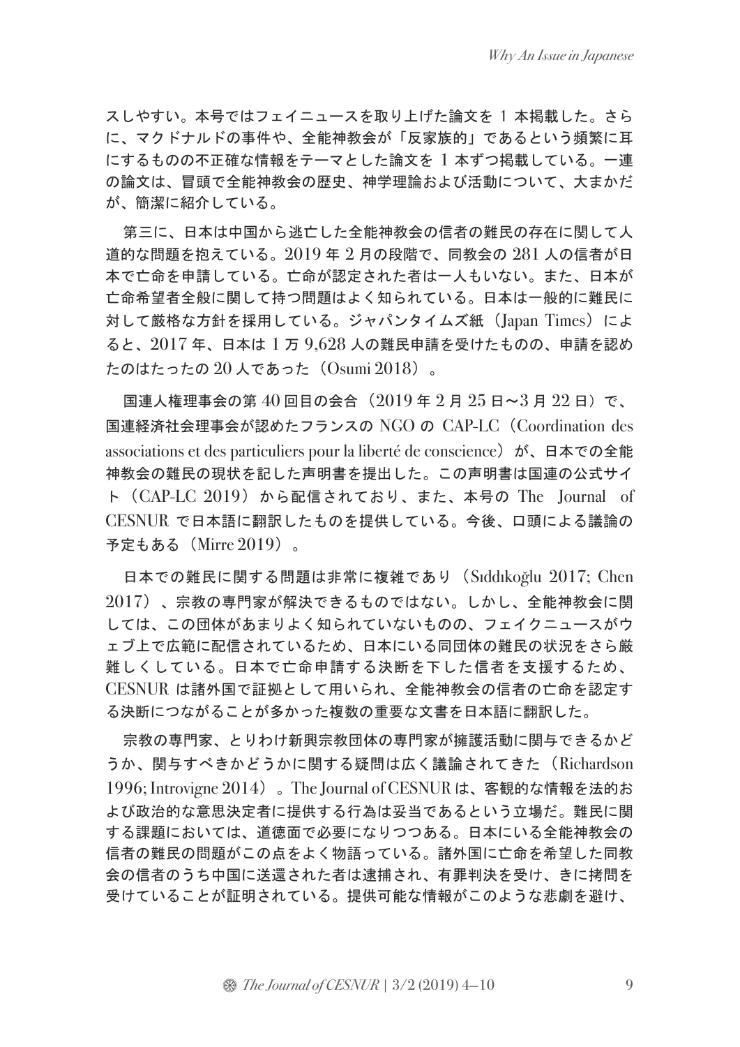スしやすい。本号ではフェイニュースを取り上げた論文を 1 本掲載した。さらに、マクドナルドの事件や、全能神教会が「反家族的」であるという頻繁に耳にするものの不正確な情報をテーマとした論文を 1 本ずつ掲載している。一連の論文は、冒頭で全能神教会の歴史、神学理論および活動について、大まかだが、簡潔に紹介している。

第三に、日本は中国から逃亡した全能神教会の信者の難民の存在に関して人道的な問題を抱えている。2019 年 2 月の段階で、同教会の 281 人の信者が日本で亡命を申請している。亡命が認定された者は一人もいない。また、日本が亡命希望者全般に関して持つ問題はよく知られている。日本は一般的に難民に対して厳格な方針を採用している。ジャパンタイムズ紙（Japan Times）によると、2017 年、日本は 1 万 9,628 人の難民申請を受けたものの、申請を認めたのはたったの 20 人であった（Osumi 2018）。

国連人権理事会の第 40 回目の会合（2019 年 2 月 25 日〜3 月 22 日）で、国連経済社会理事会が認めたフランスの NGO の CAP-LC（Coordination des associations et des particuliers pour la liberté de conscience）が、日本での全能神教会の難民の現状を記した声明書を提出した。この声明書は国連の公式サイト（CAP-LC 2019）から配信されており、また、本号の The Journal of CESNUR で日本語に翻訳したものを提供している。今後、口頭による議論の予定もある（Mirre 2019）。

日本での難民に関する問題は非常に複雑であり（Sıddıkoğlu 2017; Chen 2017）、宗教の専門家が解決できるものではない。しかし、全能神教会に関しては、この団体があまりよく知られていないものの、フェイクニュースがウェブ上で広範に配信されているため、日本にいる同団体の難民の状況をさら厳難しくしている。日本で亡命申請する決断を下した信者を支援するため、CESNUR は諸外国で証拠として用いられ、全能神教会の信者の亡命を認定する決断につながることが多かった複数の重要な文書を日本語に翻訳した。

宗教の専門家、とりわけ新興宗教団体の専門家が擁護活動に関与できるかどうか、関与すべきかどうかに関する疑問は広く議論されてきた（Richardson 1996; Introvigne 2014）。The Journal of CESNUR は、客観的な情報を法的および政治的な意思決定者に提供する行為は妥当であるという立場だ。難民に関する課題においては、道徳面で必要になりつつある。日本にいる全能神教会の信者の難民の問題がこの点をよく物語っている。諸外国に亡命を希望した同教会の信者のうち中国に送還された者は逮捕され、有罪判決を受け、きに拷問を受けていることが証明されている。提供可能な情報がこのような悲劇を避け、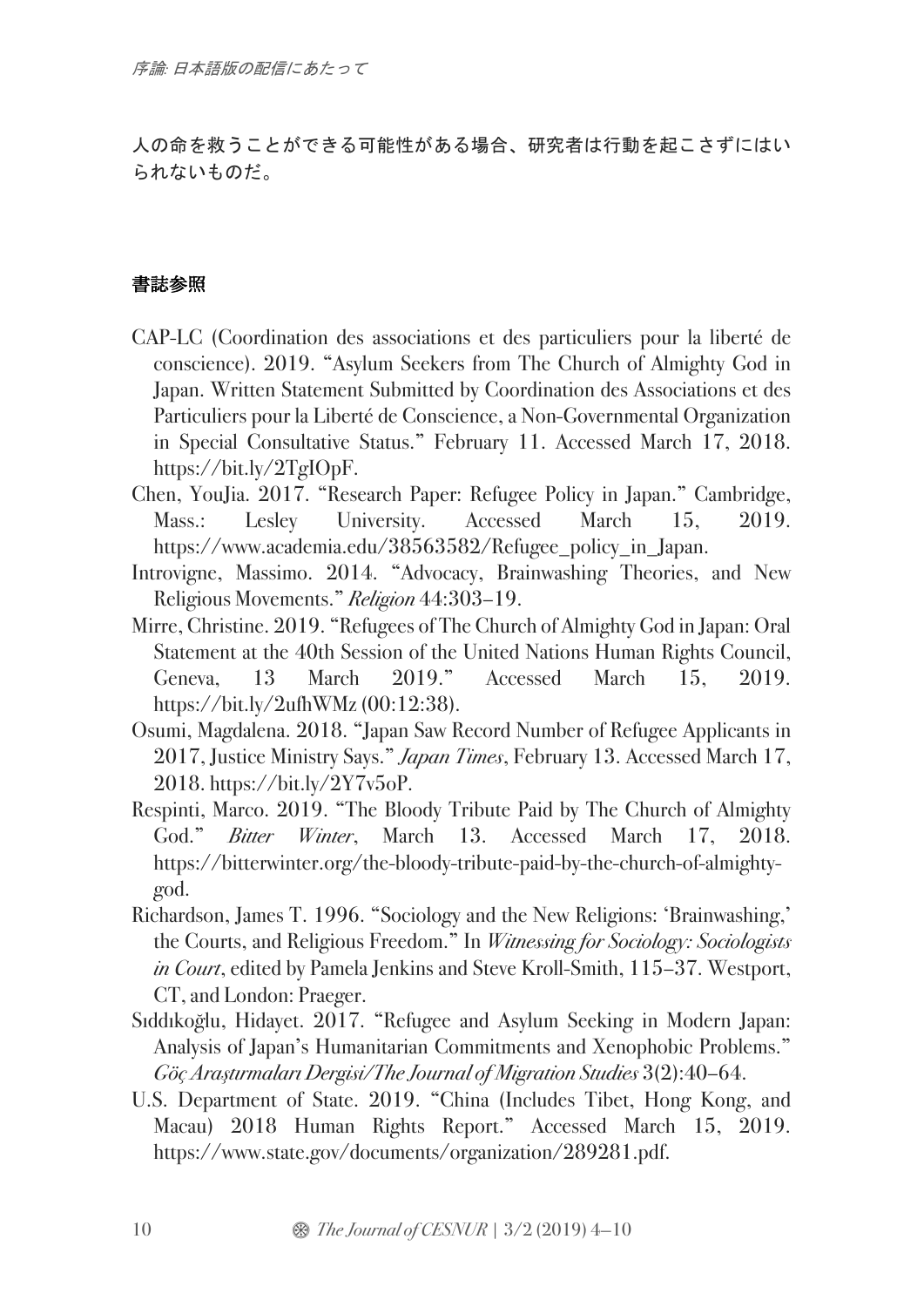人の命を救うことができる可能性がある場合、研究者は行動を起こさずにはいられないものだ。

## 書誌参照

CAP-LC (Coordination des associations et des particuliers pour la liberté de conscience). 2019. "Asylum Seekers from The Church of Almighty God in Japan. Written Statement Submitted by Coordination des Associations et des Particuliers pour la Liberté de Conscience, a Non-Governmental Organization in Special Consultative Status." February 11. Accessed March 17, 2018. https://bit.ly/2TgIOpF.

Chen, YouJia. 2017. "Research Paper: Refugee Policy in Japan." Cambridge, Mass.: Lesley University. Accessed March 15, 2019. https://www.academia.edu/38563582/Refugee_policy_in_Japan.

Introvigne, Massimo. 2014. "Advocacy, Brainwashing Theories, and New Religious Movements." *Religion* 44:303–19.

Mirre, Christine. 2019. "Refugees of The Church of Almighty God in Japan: Oral Statement at the 40th Session of the United Nations Human Rights Council, Geneva, 13 March 2019." Accessed March 15, 2019. https://bit.ly/2ufhWMz (00:12:38).

Osumi, Magdalena. 2018. "Japan Saw Record Number of Refugee Applicants in 2017, Justice Ministry Says." *Japan Times*, February 13. Accessed March 17, 2018. https://bit.ly/2Y7v5oP.

Respinti, Marco. 2019. "The Bloody Tribute Paid by The Church of Almighty God." *Bitter Winter*, March 13. Accessed March 17, 2018. https://bitterwinter.org/the-bloody-tribute-paid-by-the-church-of-almighty-god.

Richardson, James T. 1996. "Sociology and the New Religions: 'Brainwashing,' the Courts, and Religious Freedom." In *Witnessing for Sociology: Sociologists in Court*, edited by Pamela Jenkins and Steve Kroll-Smith, 115–37. Westport, CT, and London: Praeger.

Sıddıkoğlu, Hidayet. 2017. "Refugee and Asylum Seeking in Modern Japan: Analysis of Japan's Humanitarian Commitments and Xenophobic Problems." *Göç Araştırmaları Dergisi/The Journal of Migration Studies* 3(2):40–64.

U.S. Department of State. 2019. "China (Includes Tibet, Hong Kong, and Macau) 2018 Human Rights Report." Accessed March 15, 2019. https://www.state.gov/documents/organization/289281.pdf.